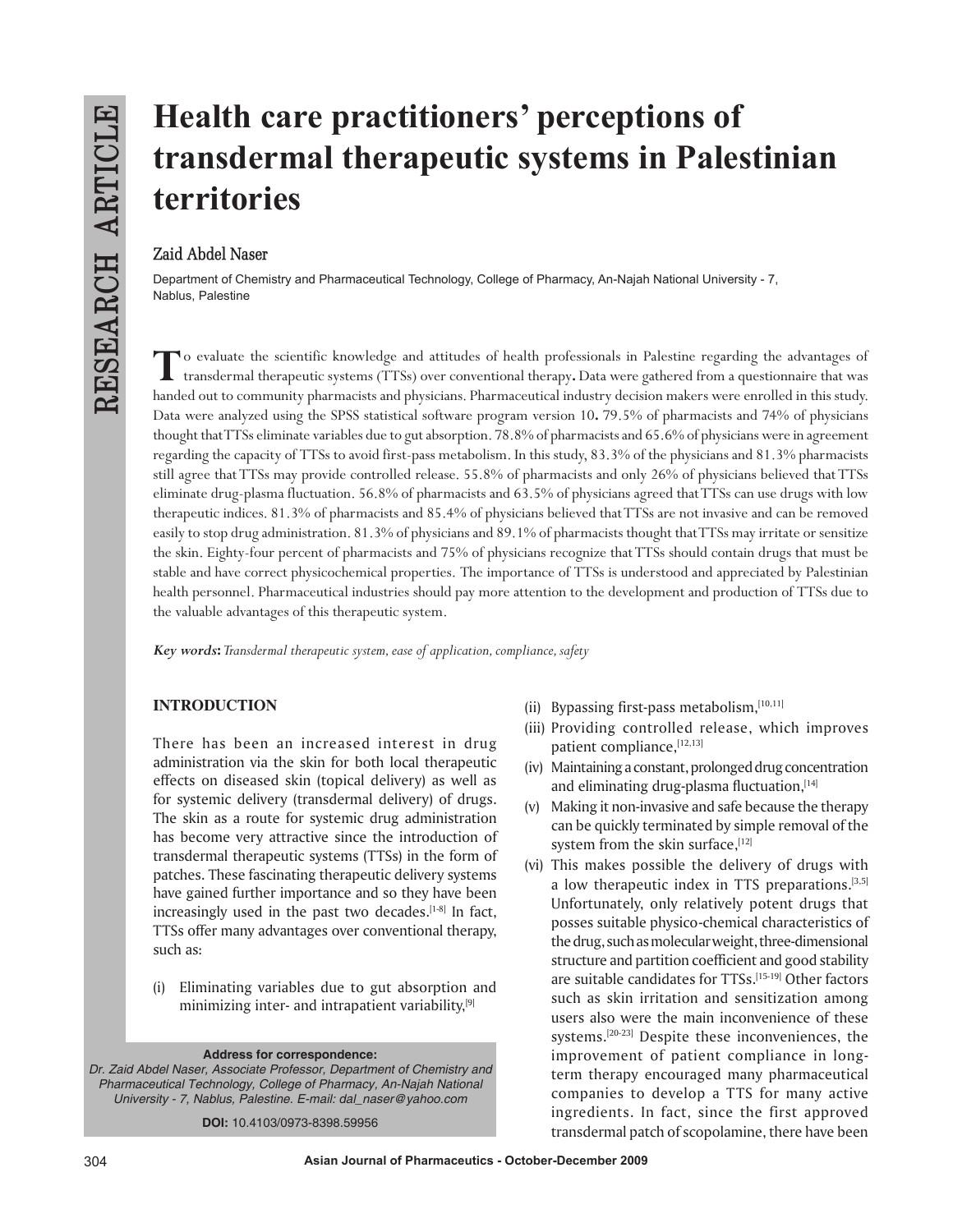# Health care practitioners' perceptions of transdermal therapeutic systems in Palestinian territories

**Zaid Abdel Naser**

Department of Chemistry and Pharmaceutical Technology, College of Pharmacy, An-Najah National University - 7, Nablus, Palestine

To evaluate the scientific knowledge and attitudes of health professionals in Palestine regarding the advantages of transdermal therapeutic systems (TTSs) over conventional therapy**.** Data were gathered from a questionnaire that was handed out to community pharmacists and physicians. Pharmaceutical industry decision makers were enrolled in this study. Data were analyzed using the SPSS statistical software program version 10**.** 79.5% of pharmacists and 74% of physicians thought that TTSs eliminate variables due to gut absorption. 78.8% of pharmacists and 65.6% of physicians were in agreement regarding the capacity of TTSs to avoid first-pass metabolism. In this study, 83.3% of the physicians and 81.3% pharmacists still agree that TTSs may provide controlled release. 55.8% of pharmacists and only 26% of physicians believed that TTSs eliminate drug-plasma fluctuation. 56.8% of pharmacists and 63.5% of physicians agreed that TTSs can use drugs with low therapeutic indices. 81.3% of pharmacists and 85.4% of physicians believed that TTSs are not invasive and can be removed easily to stop drug administration. 81.3% of physicians and 89.1% of pharmacists thought that TTSs may irritate or sensitize the skin. Eighty-four percent of pharmacists and 75% of physicians recognize that TTSs should contain drugs that must be stable and have correct physicochemical properties. The importance of TTSs is understood and appreciated by Palestinian health personnel. Pharmaceutical industries should pay more attention to the development and production of TTSs due to the valuable advantages of this therapeutic system.

***Key words*:** *Transdermal therapeutic system, ease of application, compliance, safety*

## INTRODUCTION

There has been an increased interest in drug administration via the skin for both local therapeutic effects on diseased skin (topical delivery) as well as for systemic delivery (transdermal delivery) of drugs. The skin as a route for systemic drug administration has become very attractive since the introduction of transdermal therapeutic systems (TTSs) in the form of patches. These fascinating therapeutic delivery systems have gained further importance and so they have been increasingly used in the past two decades.[1-8] In fact, TTSs offer many advantages over conventional therapy, such as:

(i) Eliminating variables due to gut absorption and minimizing inter- and intrapatient variability,[9]

(ii) Bypassing first-pass metabolism,[10,11]

(iii) Providing controlled release, which improves patient compliance,[12,13]

(iv) Maintaining a constant, prolonged drug concentration and eliminating drug-plasma fluctuation,[14]

(v) Making it non-invasive and safe because the therapy can be quickly terminated by simple removal of the system from the skin surface,[12]

(vi) This makes possible the delivery of drugs with a low therapeutic index in TTS preparations.[3,5] Unfortunately, only relatively potent drugs that posses suitable physico-chemical characteristics of the drug, such as molecular weight, three-dimensional structure and partition coefficient and good stability are suitable candidates for TTSs.[15-19] Other factors such as skin irritation and sensitization among users also were the main inconvenience of these systems.[20-23] Despite these inconveniences, the improvement of patient compliance in long-term therapy encouraged many pharmaceutical companies to develop a TTS for many active ingredients. In fact, since the first approved transdermal patch of scopolamine, there have been

**Address for correspondence:**
*Dr. Zaid Abdel Naser, Associate Professor, Department of Chemistry and Pharmaceutical Technology, College of Pharmacy, An-Najah National University - 7, Nablus, Palestine. E-mail: dal_naser@yahoo.com*

**DOI:** 10.4103/0973-8398.59956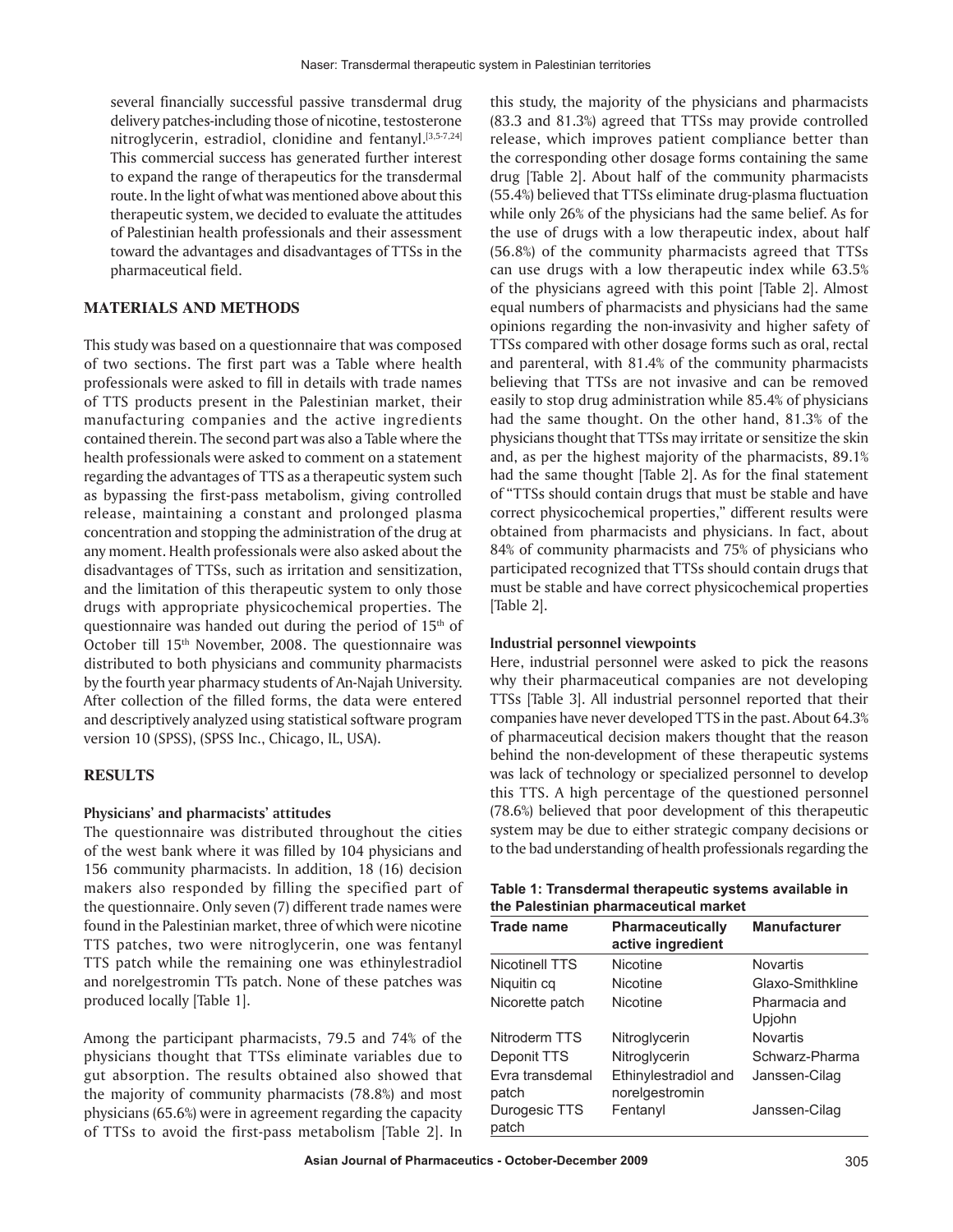several financially successful passive transdermal drug delivery patches-including those of nicotine, testosterone nitroglycerin, estradiol, clonidine and fentanyl.[3,5-7,24] This commercial success has generated further interest to expand the range of therapeutics for the transdermal route. In the light of what was mentioned above about this therapeutic system, we decided to evaluate the attitudes of Palestinian health professionals and their assessment toward the advantages and disadvantages of TTSs in the pharmaceutical field.

## MATERIALS AND METHODS

This study was based on a questionnaire that was composed of two sections. The first part was a Table where health professionals were asked to fill in details with trade names of TTS products present in the Palestinian market, their manufacturing companies and the active ingredients contained therein. The second part was also a Table where the health professionals were asked to comment on a statement regarding the advantages of TTS as a therapeutic system such as bypassing the first-pass metabolism, giving controlled release, maintaining a constant and prolonged plasma concentration and stopping the administration of the drug at any moment. Health professionals were also asked about the disadvantages of TTSs, such as irritation and sensitization, and the limitation of this therapeutic system to only those drugs with appropriate physicochemical properties. The questionnaire was handed out during the period of 15th of October till 15th November, 2008. The questionnaire was distributed to both physicians and community pharmacists by the fourth year pharmacy students of An-Najah University. After collection of the filled forms, the data were entered and descriptively analyzed using statistical software program version 10 (SPSS), (SPSS Inc., Chicago, IL, USA).

## RESULTS

### Physicians' and pharmacists' attitudes

The questionnaire was distributed throughout the cities of the west bank where it was filled by 104 physicians and 156 community pharmacists. In addition, 18 (16) decision makers also responded by filling the specified part of the questionnaire. Only seven (7) different trade names were found in the Palestinian market, three of which were nicotine TTS patches, two were nitroglycerin, one was fentanyl TTS patch while the remaining one was ethinylestradiol and norelgestromin TTs patch. None of these patches was produced locally [Table 1].

Among the participant pharmacists, 79.5 and 74% of the physicians thought that TTSs eliminate variables due to gut absorption. The results obtained also showed that the majority of community pharmacists (78.8%) and most physicians (65.6%) were in agreement regarding the capacity of TTSs to avoid the first-pass metabolism [Table 2]. In this study, the majority of the physicians and pharmacists (83.3 and 81.3%) agreed that TTSs may provide controlled release, which improves patient compliance better than the corresponding other dosage forms containing the same drug [Table 2]. About half of the community pharmacists (55.4%) believed that TTSs eliminate drug-plasma fluctuation while only 26% of the physicians had the same belief. As for the use of drugs with a low therapeutic index, about half (56.8%) of the community pharmacists agreed that TTSs can use drugs with a low therapeutic index while 63.5% of the physicians agreed with this point [Table 2]. Almost equal numbers of pharmacists and physicians had the same opinions regarding the non-invasivity and higher safety of TTSs compared with other dosage forms such as oral, rectal and parenteral, with 81.4% of the community pharmacists believing that TTSs are not invasive and can be removed easily to stop drug administration while 85.4% of physicians had the same thought. On the other hand, 81.3% of the physicians thought that TTSs may irritate or sensitize the skin and, as per the highest majority of the pharmacists, 89.1% had the same thought [Table 2]. As for the final statement of "TTSs should contain drugs that must be stable and have correct physicochemical properties," different results were obtained from pharmacists and physicians. In fact, about 84% of community pharmacists and 75% of physicians who participated recognized that TTSs should contain drugs that must be stable and have correct physicochemical properties [Table 2].

### Industrial personnel viewpoints

Here, industrial personnel were asked to pick the reasons why their pharmaceutical companies are not developing TTSs [Table 3]. All industrial personnel reported that their companies have never developed TTS in the past. About 64.3% of pharmaceutical decision makers thought that the reason behind the non-development of these therapeutic systems was lack of technology or specialized personnel to develop this TTS. A high percentage of the questioned personnel (78.6%) believed that poor development of this therapeutic system may be due to either strategic company decisions or to the bad understanding of health professionals regarding the

**Table 1: Transdermal therapeutic systems available in the Palestinian pharmaceutical market**

| Trade name | Pharmaceutically active ingredient | Manufacturer |
|---|---|---|
| Nicotinell TTS | Nicotine | Novartis |
| Niquitin cq | Nicotine | Glaxo-Smithkline |
| Nicorette patch | Nicotine | Pharmacia and Upjohn |
| Nitroderm TTS | Nitroglycerin | Novartis |
| Deponit TTS | Nitroglycerin | Schwarz-Pharma |
| Evra transdemal patch | Ethinylestradiol and norelgestromin | Janssen-Cilag |
| Durogesic TTS patch | Fentanyl | Janssen-Cilag |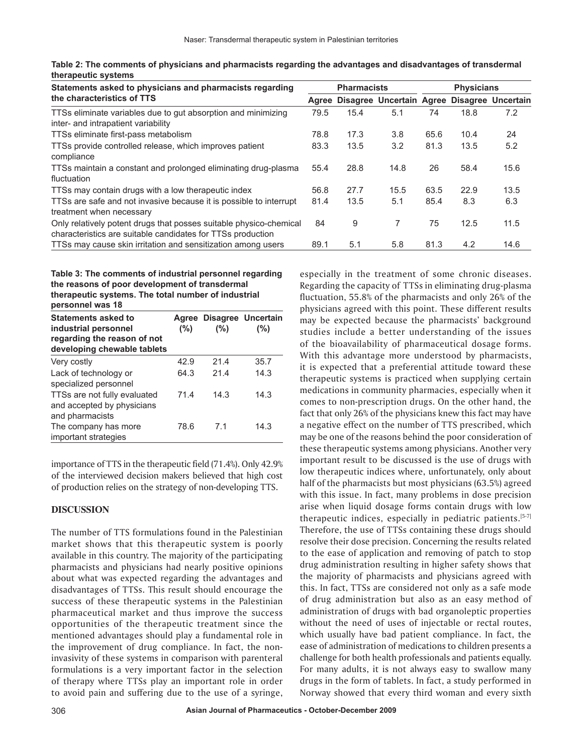**Table 2: The comments of physicians and pharmacists regarding the advantages and disadvantages of transdermal therapeutic systems**

| Statements asked to physicians and pharmacists regarding the characteristics of TTS | Pharmacists | | | Physicians | | |
|---|---|---|---|---|---|---|
| | Agree | Disagree | Uncertain | Agree | Disagree | Uncertain |
| TTSs eliminate variables due to gut absorption and minimizing inter- and intrapatient variability | 79.5 | 15.4 | 5.1 | 74 | 18.8 | 7.2 |
| TTSs eliminate first-pass metabolism | 78.8 | 17.3 | 3.8 | 65.6 | 10.4 | 24 |
| TTSs provide controlled release, which improves patient compliance | 83.3 | 13.5 | 3.2 | 81.3 | 13.5 | 5.2 |
| TTSs maintain a constant and prolonged eliminating drug-plasma fluctuation | 55.4 | 28.8 | 14.8 | 26 | 58.4 | 15.6 |
| TTSs may contain drugs with a low therapeutic index | 56.8 | 27.7 | 15.5 | 63.5 | 22.9 | 13.5 |
| TTSs are safe and not invasive because it is possible to interrupt treatment when necessary | 81.4 | 13.5 | 5.1 | 85.4 | 8.3 | 6.3 |
| Only relatively potent drugs that posses suitable physico-chemical characteristics are suitable candidates for TTSs production | 84 | 9 | 7 | 75 | 12.5 | 11.5 |
| TTSs may cause skin irritation and sensitization among users | 89.1 | 5.1 | 5.8 | 81.3 | 4.2 | 14.6 |

**Table 3: The comments of industrial personnel regarding the reasons of poor development of transdermal therapeutic systems. The total number of industrial personnel was 18**

| Statements asked to industrial personnel regarding the reason of not developing chewable tablets | Agree (%) | Disagree (%) | Uncertain (%) |
|---|---|---|---|
| Very costly | 42.9 | 21.4 | 35.7 |
| Lack of technology or specialized personnel | 64.3 | 21.4 | 14.3 |
| TTSs are not fully evaluated and accepted by physicians and pharmacists | 71.4 | 14.3 | 14.3 |
| The company has more important strategies | 78.6 | 7.1 | 14.3 |

importance of TTS in the therapeutic field (71.4%). Only 42.9% of the interviewed decision makers believed that high cost of production relies on the strategy of non-developing TTS.

## DISCUSSION

The number of TTS formulations found in the Palestinian market shows that this therapeutic system is poorly available in this country. The majority of the participating pharmacists and physicians had nearly positive opinions about what was expected regarding the advantages and disadvantages of TTSs. This result should encourage the success of these therapeutic systems in the Palestinian pharmaceutical market and thus improve the success opportunities of the therapeutic treatment since the mentioned advantages should play a fundamental role in the improvement of drug compliance. In fact, the non-invasivity of these systems in comparison with parenteral formulations is a very important factor in the selection of therapy where TTSs play an important role in order to avoid pain and suffering due to the use of a syringe, especially in the treatment of some chronic diseases. Regarding the capacity of TTSs in eliminating drug-plasma fluctuation, 55.8% of the pharmacists and only 26% of the physicians agreed with this point. These different results may be expected because the pharmacists' background studies include a better understanding of the issues of the bioavailability of pharmaceutical dosage forms. With this advantage more understood by pharmacists, it is expected that a preferential attitude toward these therapeutic systems is practiced when supplying certain medications in community pharmacies, especially when it comes to non-prescription drugs. On the other hand, the fact that only 26% of the physicians knew this fact may have a negative effect on the number of TTS prescribed, which may be one of the reasons behind the poor consideration of these therapeutic systems among physicians. Another very important result to be discussed is the use of drugs with low therapeutic indices where, unfortunately, only about half of the pharmacists but most physicians (63.5%) agreed with this issue. In fact, many problems in dose precision arise when liquid dosage forms contain drugs with low therapeutic indices, especially in pediatric patients.[5-7] Therefore, the use of TTSs containing these drugs should resolve their dose precision. Concerning the results related to the ease of application and removing of patch to stop drug administration resulting in higher safety shows that the majority of pharmacists and physicians agreed with this. In fact, TTSs are considered not only as a safe mode of drug administration but also as an easy method of administration of drugs with bad organoleptic properties without the need of uses of injectable or rectal routes, which usually have bad patient compliance. In fact, the ease of administration of medications to children presents a challenge for both health professionals and patients equally. For many adults, it is not always easy to swallow many drugs in the form of tablets. In fact, a study performed in Norway showed that every third woman and every sixth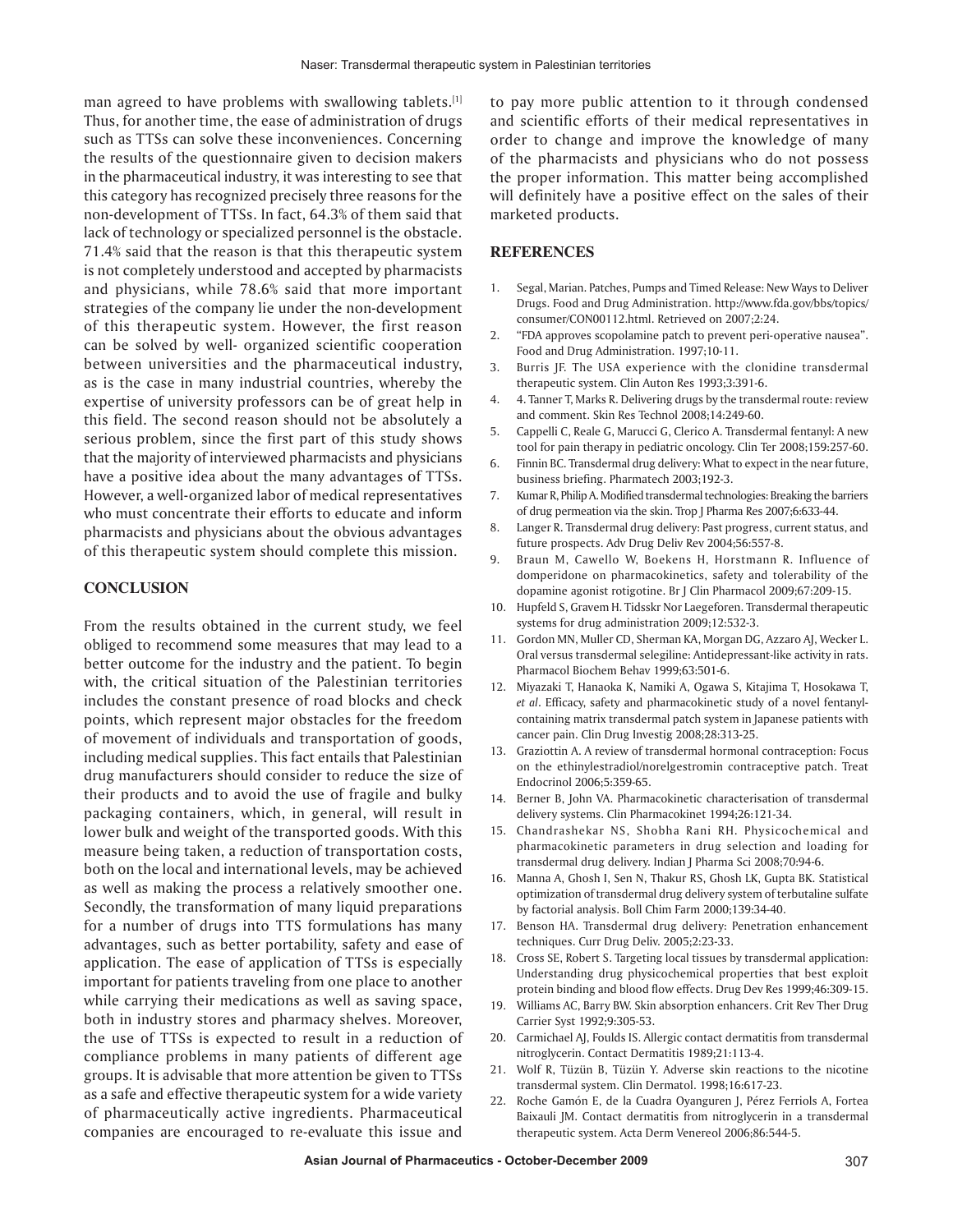man agreed to have problems with swallowing tablets.[1] Thus, for another time, the ease of administration of drugs such as TTSs can solve these inconveniences. Concerning the results of the questionnaire given to decision makers in the pharmaceutical industry, it was interesting to see that this category has recognized precisely three reasons for the non-development of TTSs. In fact, 64.3% of them said that lack of technology or specialized personnel is the obstacle. 71.4% said that the reason is that this therapeutic system is not completely understood and accepted by pharmacists and physicians, while 78.6% said that more important strategies of the company lie under the non-development of this therapeutic system. However, the first reason can be solved by well- organized scientific cooperation between universities and the pharmaceutical industry, as is the case in many industrial countries, whereby the expertise of university professors can be of great help in this field. The second reason should not be absolutely a serious problem, since the first part of this study shows that the majority of interviewed pharmacists and physicians have a positive idea about the many advantages of TTSs. However, a well-organized labor of medical representatives who must concentrate their efforts to educate and inform pharmacists and physicians about the obvious advantages of this therapeutic system should complete this mission.

## CONCLUSION

From the results obtained in the current study, we feel obliged to recommend some measures that may lead to a better outcome for the industry and the patient. To begin with, the critical situation of the Palestinian territories includes the constant presence of road blocks and check points, which represent major obstacles for the freedom of movement of individuals and transportation of goods, including medical supplies. This fact entails that Palestinian drug manufacturers should consider to reduce the size of their products and to avoid the use of fragile and bulky packaging containers, which, in general, will result in lower bulk and weight of the transported goods. With this measure being taken, a reduction of transportation costs, both on the local and international levels, may be achieved as well as making the process a relatively smoother one. Secondly, the transformation of many liquid preparations for a number of drugs into TTS formulations has many advantages, such as better portability, safety and ease of application. The ease of application of TTSs is especially important for patients traveling from one place to another while carrying their medications as well as saving space, both in industry stores and pharmacy shelves. Moreover, the use of TTSs is expected to result in a reduction of compliance problems in many patients of different age groups. It is advisable that more attention be given to TTSs as a safe and effective therapeutic system for a wide variety of pharmaceutically active ingredients. Pharmaceutical companies are encouraged to re-evaluate this issue and to pay more public attention to it through condensed and scientific efforts of their medical representatives in order to change and improve the knowledge of many of the pharmacists and physicians who do not possess the proper information. This matter being accomplished will definitely have a positive effect on the sales of their marketed products.

## REFERENCES

1. Segal, Marian. Patches, Pumps and Timed Release: New Ways to Deliver Drugs. Food and Drug Administration. http://www.fda.gov/bbs/topics/consumer/CON00112.html. Retrieved on 2007;2:24.
2. "FDA approves scopolamine patch to prevent peri-operative nausea". Food and Drug Administration. 1997;10-11.
3. Burris JF. The USA experience with the clonidine transdermal therapeutic system. Clin Auton Res 1993;3:391-6.
4. 4. Tanner T, Marks R. Delivering drugs by the transdermal route: review and comment. Skin Res Technol 2008;14:249-60.
5. Cappelli C, Reale G, Marucci G, Clerico A. Transdermal fentanyl: A new tool for pain therapy in pediatric oncology. Clin Ter 2008;159:257-60.
6. Finnin BC. Transdermal drug delivery: What to expect in the near future, business briefing. Pharmatech 2003;192-3.
7. Kumar R, Philip A. Modified transdermal technologies: Breaking the barriers of drug permeation via the skin. Trop J Pharma Res 2007;6:633-44.
8. Langer R. Transdermal drug delivery: Past progress, current status, and future prospects. Adv Drug Deliv Rev 2004;56:557-8.
9. Braun M, Cawello W, Boekens H, Horstmann R. Influence of domperidone on pharmacokinetics, safety and tolerability of the dopamine agonist rotigotine. Br J Clin Pharmacol 2009;67:209-15.
10. Hupfeld S, Gravem H. Tidsskr Nor Laegeforen. Transdermal therapeutic systems for drug administration 2009;12:532-3.
11. Gordon MN, Muller CD, Sherman KA, Morgan DG, Azzaro AJ, Wecker L. Oral versus transdermal selegiline: Antidepressant-like activity in rats. Pharmacol Biochem Behav 1999;63:501-6.
12. Miyazaki T, Hanaoka K, Namiki A, Ogawa S, Kitajima T, Hosokawa T, *et al*. Efficacy, safety and pharmacokinetic study of a novel fentanyl-containing matrix transdermal patch system in Japanese patients with cancer pain. Clin Drug Investig 2008;28:313-25.
13. Graziottin A. A review of transdermal hormonal contraception: Focus on the ethinylestradiol/norelgestromin contraceptive patch. Treat Endocrinol 2006;5:359-65.
14. Berner B, John VA. Pharmacokinetic characterisation of transdermal delivery systems. Clin Pharmacokinet 1994;26:121-34.
15. Chandrashekar NS, Shobha Rani RH. Physicochemical and pharmacokinetic parameters in drug selection and loading for transdermal drug delivery. Indian J Pharma Sci 2008;70:94-6.
16. Manna A, Ghosh I, Sen N, Thakur RS, Ghosh LK, Gupta BK. Statistical optimization of transdermal drug delivery system of terbutaline sulfate by factorial analysis. Boll Chim Farm 2000;139:34-40.
17. Benson HA. Transdermal drug delivery: Penetration enhancement techniques. Curr Drug Deliv. 2005;2:23-33.
18. Cross SE, Robert S. Targeting local tissues by transdermal application: Understanding drug physicochemical properties that best exploit protein binding and blood flow effects. Drug Dev Res 1999;46:309-15.
19. Williams AC, Barry BW. Skin absorption enhancers. Crit Rev Ther Drug Carrier Syst 1992;9:305-53.
20. Carmichael AJ, Foulds IS. Allergic contact dermatitis from transdermal nitroglycerin. Contact Dermatitis 1989;21:113-4.
21. Wolf R, Tüzün B, Tüzün Y. Adverse skin reactions to the nicotine transdermal system. Clin Dermatol. 1998;16:617-23.
22. Roche Gamón E, de la Cuadra Oyanguren J, Pérez Ferriols A, Fortea Baixauli JM. Contact dermatitis from nitroglycerin in a transdermal therapeutic system. Acta Derm Venereol 2006;86:544-5.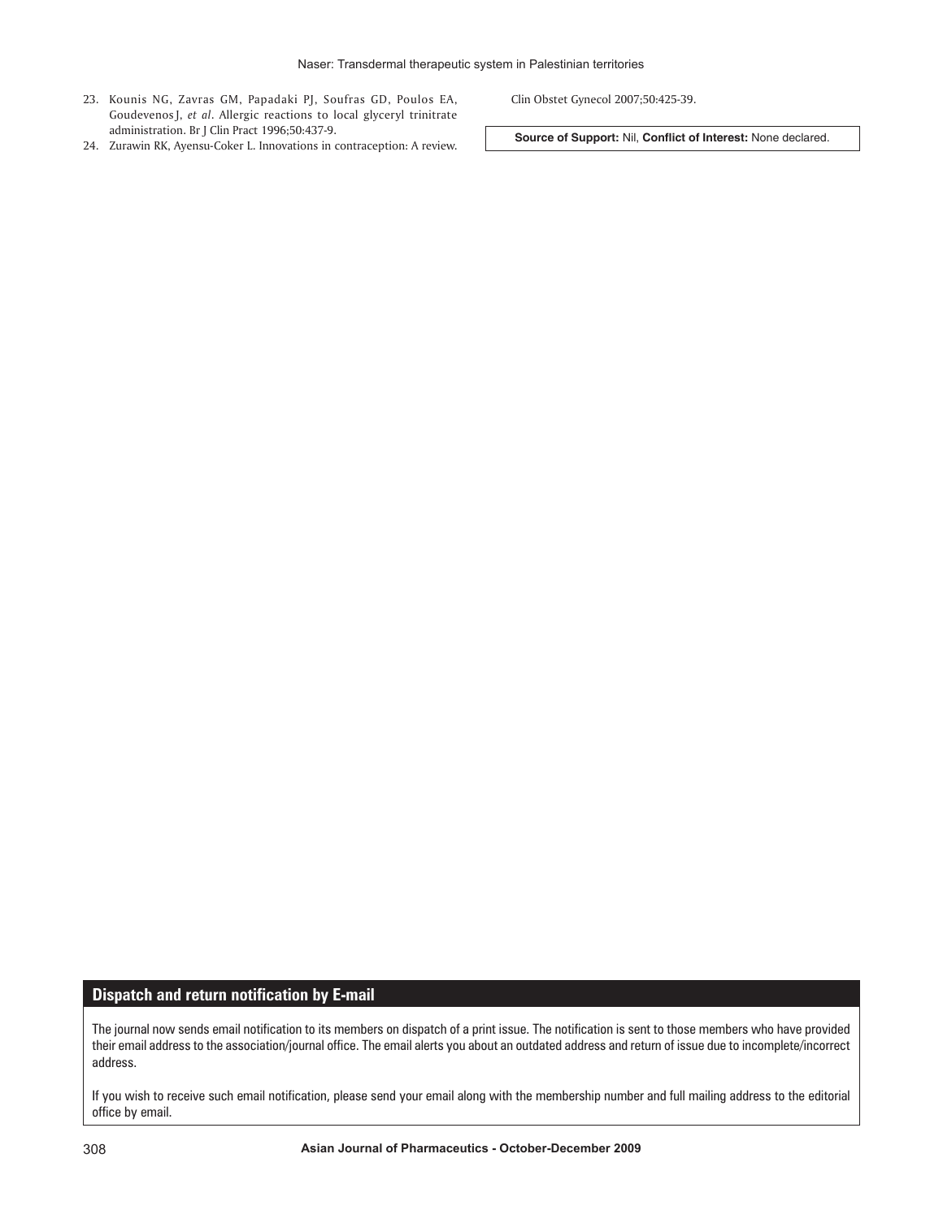23. Kounis NG, Zavras GM, Papadaki PJ, Soufras GD, Poulos EA, Goudevenos J, *et al*. Allergic reactions to local glyceryl trinitrate administration. Br J Clin Pract 1996;50:437-9.
24. Zurawin RK, Ayensu-Coker L. Innovations in contraception: A review. Clin Obstet Gynecol 2007;50:425-39.

**Source of Support:** Nil, **Conflict of Interest:** None declared.

## Dispatch and return notification by E-mail

The journal now sends email notification to its members on dispatch of a print issue. The notification is sent to those members who have provided their email address to the association/journal office. The email alerts you about an outdated address and return of issue due to incomplete/incorrect address.

If you wish to receive such email notification, please send your email along with the membership number and full mailing address to the editorial office by email.